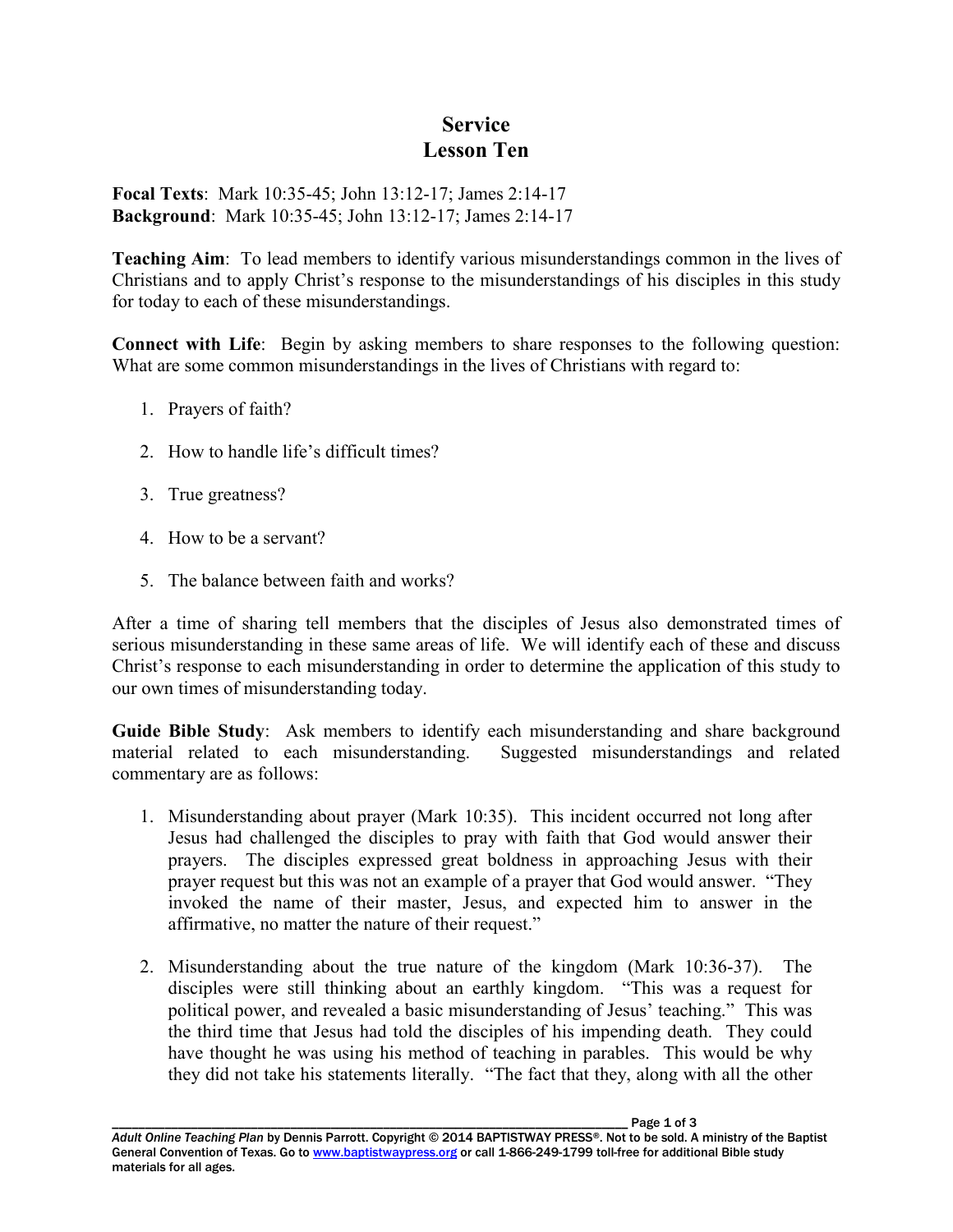# Service
## Lesson Ten

**Focal Texts**: Mark 10:35-45; John 13:12-17; James 2:14-17
**Background**: Mark 10:35-45; John 13:12-17; James 2:14-17

**Teaching Aim**: To lead members to identify various misunderstandings common in the lives of Christians and to apply Christ's response to the misunderstandings of his disciples in this study for today to each of these misunderstandings.

**Connect with Life**: Begin by asking members to share responses to the following question: What are some common misunderstandings in the lives of Christians with regard to:

1. Prayers of faith?
2. How to handle life's difficult times?
3. True greatness?
4. How to be a servant?
5. The balance between faith and works?

After a time of sharing tell members that the disciples of Jesus also demonstrated times of serious misunderstanding in these same areas of life. We will identify each of these and discuss Christ's response to each misunderstanding in order to determine the application of this study to our own times of misunderstanding today.

**Guide Bible Study**: Ask members to identify each misunderstanding and share background material related to each misunderstanding. Suggested misunderstandings and related commentary are as follows:

1. Misunderstanding about prayer (Mark 10:35). This incident occurred not long after Jesus had challenged the disciples to pray with faith that God would answer their prayers. The disciples expressed great boldness in approaching Jesus with their prayer request but this was not an example of a prayer that God would answer. "They invoked the name of their master, Jesus, and expected him to answer in the affirmative, no matter the nature of their request."

2. Misunderstanding about the true nature of the kingdom (Mark 10:36-37). The disciples were still thinking about an earthly kingdom. "This was a request for political power, and revealed a basic misunderstanding of Jesus' teaching." This was the third time that Jesus had told the disciples of his impending death. They could have thought he was using his method of teaching in parables. This would be why they did not take his statements literally. "The fact that they, along with all the other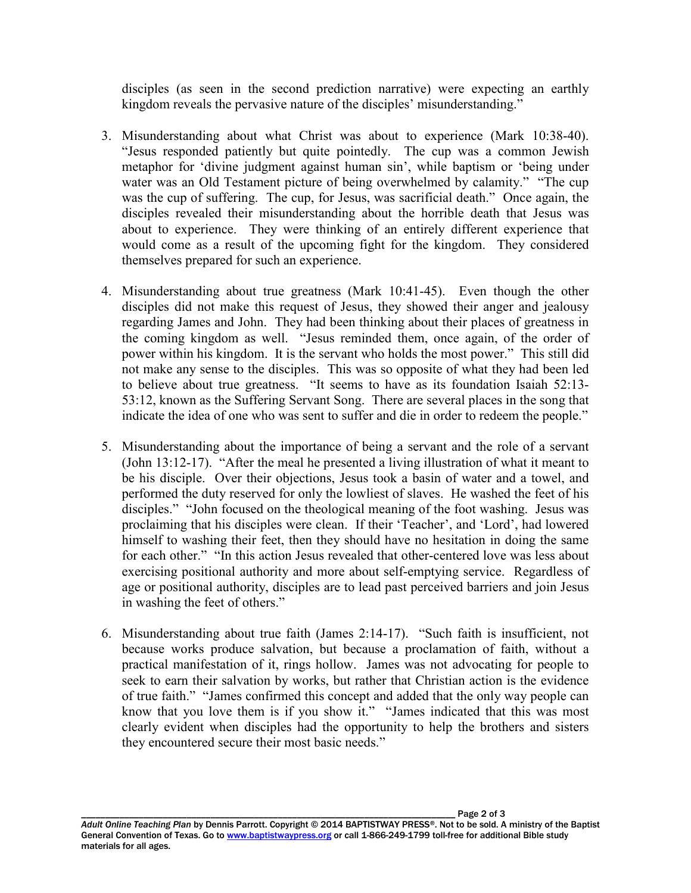disciples (as seen in the second prediction narrative) were expecting an earthly kingdom reveals the pervasive nature of the disciples' misunderstanding."

3. Misunderstanding about what Christ was about to experience (Mark 10:38-40). "Jesus responded patiently but quite pointedly. The cup was a common Jewish metaphor for 'divine judgment against human sin', while baptism or 'being under water was an Old Testament picture of being overwhelmed by calamity." "The cup was the cup of suffering. The cup, for Jesus, was sacrificial death." Once again, the disciples revealed their misunderstanding about the horrible death that Jesus was about to experience. They were thinking of an entirely different experience that would come as a result of the upcoming fight for the kingdom. They considered themselves prepared for such an experience.

4. Misunderstanding about true greatness (Mark 10:41-45). Even though the other disciples did not make this request of Jesus, they showed their anger and jealousy regarding James and John. They had been thinking about their places of greatness in the coming kingdom as well. "Jesus reminded them, once again, of the order of power within his kingdom. It is the servant who holds the most power." This still did not make any sense to the disciples. This was so opposite of what they had been led to believe about true greatness. "It seems to have as its foundation Isaiah 52:13-53:12, known as the Suffering Servant Song. There are several places in the song that indicate the idea of one who was sent to suffer and die in order to redeem the people."

5. Misunderstanding about the importance of being a servant and the role of a servant (John 13:12-17). "After the meal he presented a living illustration of what it meant to be his disciple. Over their objections, Jesus took a basin of water and a towel, and performed the duty reserved for only the lowliest of slaves. He washed the feet of his disciples." "John focused on the theological meaning of the foot washing. Jesus was proclaiming that his disciples were clean. If their 'Teacher', and 'Lord', had lowered himself to washing their feet, then they should have no hesitation in doing the same for each other." "In this action Jesus revealed that other-centered love was less about exercising positional authority and more about self-emptying service. Regardless of age or positional authority, disciples are to lead past perceived barriers and join Jesus in washing the feet of others."

6. Misunderstanding about true faith (James 2:14-17). "Such faith is insufficient, not because works produce salvation, but because a proclamation of faith, without a practical manifestation of it, rings hollow. James was not advocating for people to seek to earn their salvation by works, but rather that Christian action is the evidence of true faith." "James confirmed this concept and added that the only way people can know that you love them is if you show it." "James indicated that this was most clearly evident when disciples had the opportunity to help the brothers and sisters they encountered secure their most basic needs."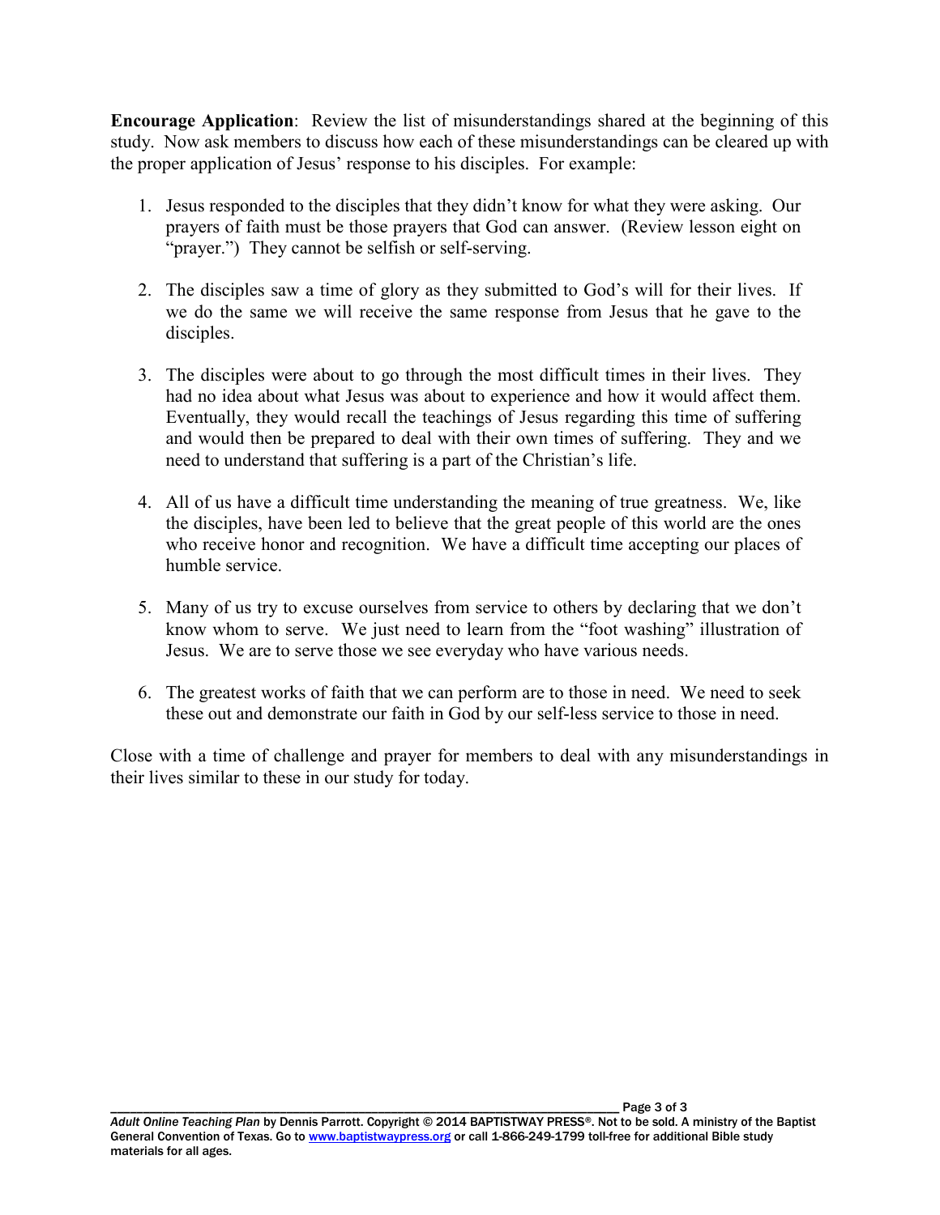**Encourage Application**: Review the list of misunderstandings shared at the beginning of this study. Now ask members to discuss how each of these misunderstandings can be cleared up with the proper application of Jesus' response to his disciples. For example:

1. Jesus responded to the disciples that they didn't know for what they were asking. Our prayers of faith must be those prayers that God can answer. (Review lesson eight on "prayer.") They cannot be selfish or self-serving.

2. The disciples saw a time of glory as they submitted to God's will for their lives. If we do the same we will receive the same response from Jesus that he gave to the disciples.

3. The disciples were about to go through the most difficult times in their lives. They had no idea about what Jesus was about to experience and how it would affect them. Eventually, they would recall the teachings of Jesus regarding this time of suffering and would then be prepared to deal with their own times of suffering. They and we need to understand that suffering is a part of the Christian's life.

4. All of us have a difficult time understanding the meaning of true greatness. We, like the disciples, have been led to believe that the great people of this world are the ones who receive honor and recognition. We have a difficult time accepting our places of humble service.

5. Many of us try to excuse ourselves from service to others by declaring that we don't know whom to serve. We just need to learn from the "foot washing" illustration of Jesus. We are to serve those we see everyday who have various needs.

6. The greatest works of faith that we can perform are to those in need. We need to seek these out and demonstrate our faith in God by our self-less service to those in need.

Close with a time of challenge and prayer for members to deal with any misunderstandings in their lives similar to these in our study for today.